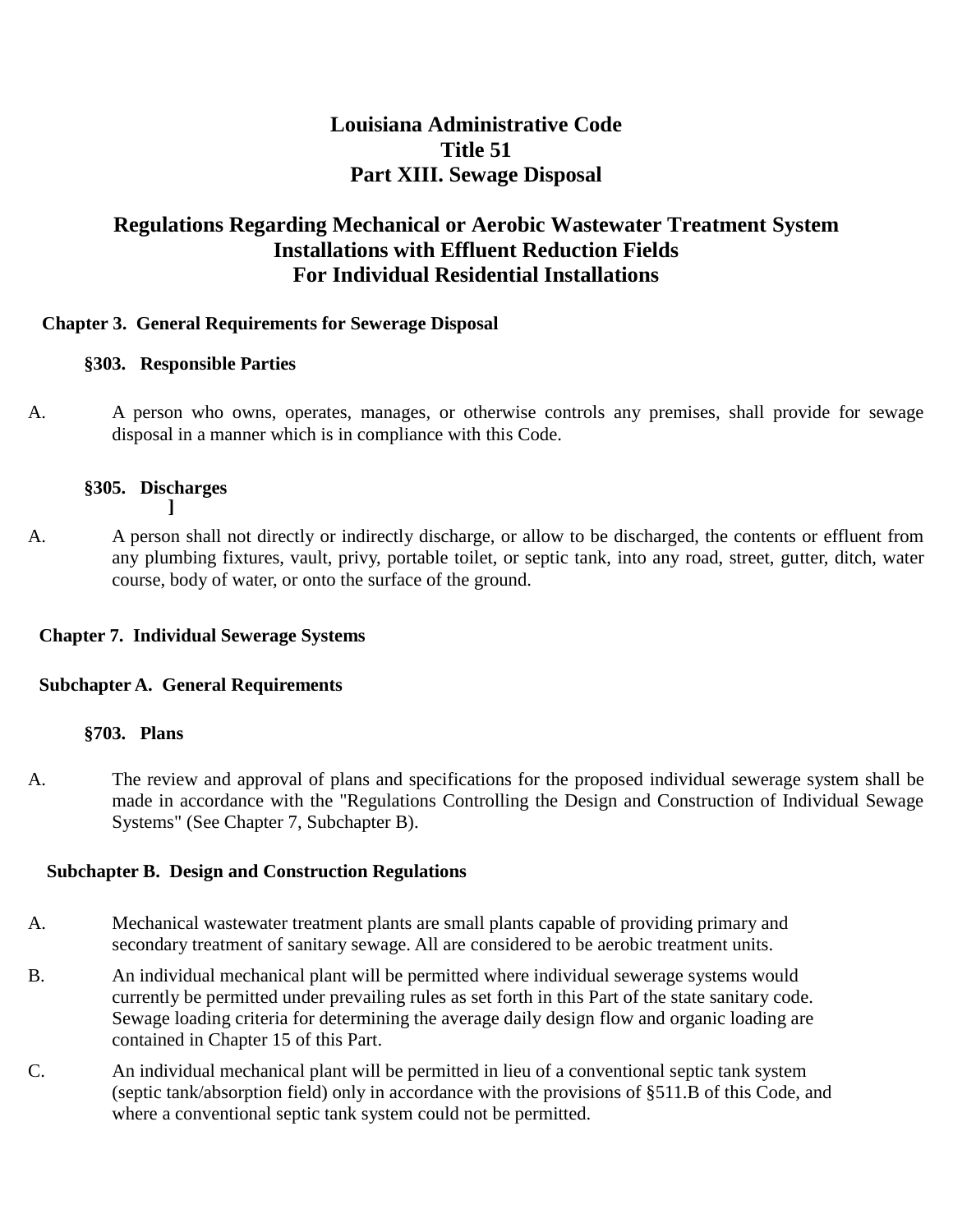# Louisiana Administrative Code
# Title 51
# Part XIII. Sewage Disposal

## Regulations Regarding Mechanical or Aerobic Wastewater Treatment System Installations with Effluent Reduction Fields For Individual Residential Installations

### Chapter 3. General Requirements for Sewerage Disposal

#### §303. Responsible Parties

A. A person who owns, operates, manages, or otherwise controls any premises, shall provide for sewage disposal in a manner which is in compliance with this Code.

#### §305. Discharges

]

A. A person shall not directly or indirectly discharge, or allow to be discharged, the contents or effluent from any plumbing fixtures, vault, privy, portable toilet, or septic tank, into any road, street, gutter, ditch, water course, body of water, or onto the surface of the ground.

### Chapter 7. Individual Sewerage Systems

### Subchapter A. General Requirements

#### §703. Plans

A. The review and approval of plans and specifications for the proposed individual sewerage system shall be made in accordance with the "Regulations Controlling the Design and Construction of Individual Sewage Systems" (See Chapter 7, Subchapter B).

### Subchapter B. Design and Construction Regulations

A. Mechanical wastewater treatment plants are small plants capable of providing primary and secondary treatment of sanitary sewage. All are considered to be aerobic treatment units.

B. An individual mechanical plant will be permitted where individual sewerage systems would currently be permitted under prevailing rules as set forth in this Part of the state sanitary code. Sewage loading criteria for determining the average daily design flow and organic loading are contained in Chapter 15 of this Part.

C. An individual mechanical plant will be permitted in lieu of a conventional septic tank system (septic tank/absorption field) only in accordance with the provisions of §511.B of this Code, and where a conventional septic tank system could not be permitted.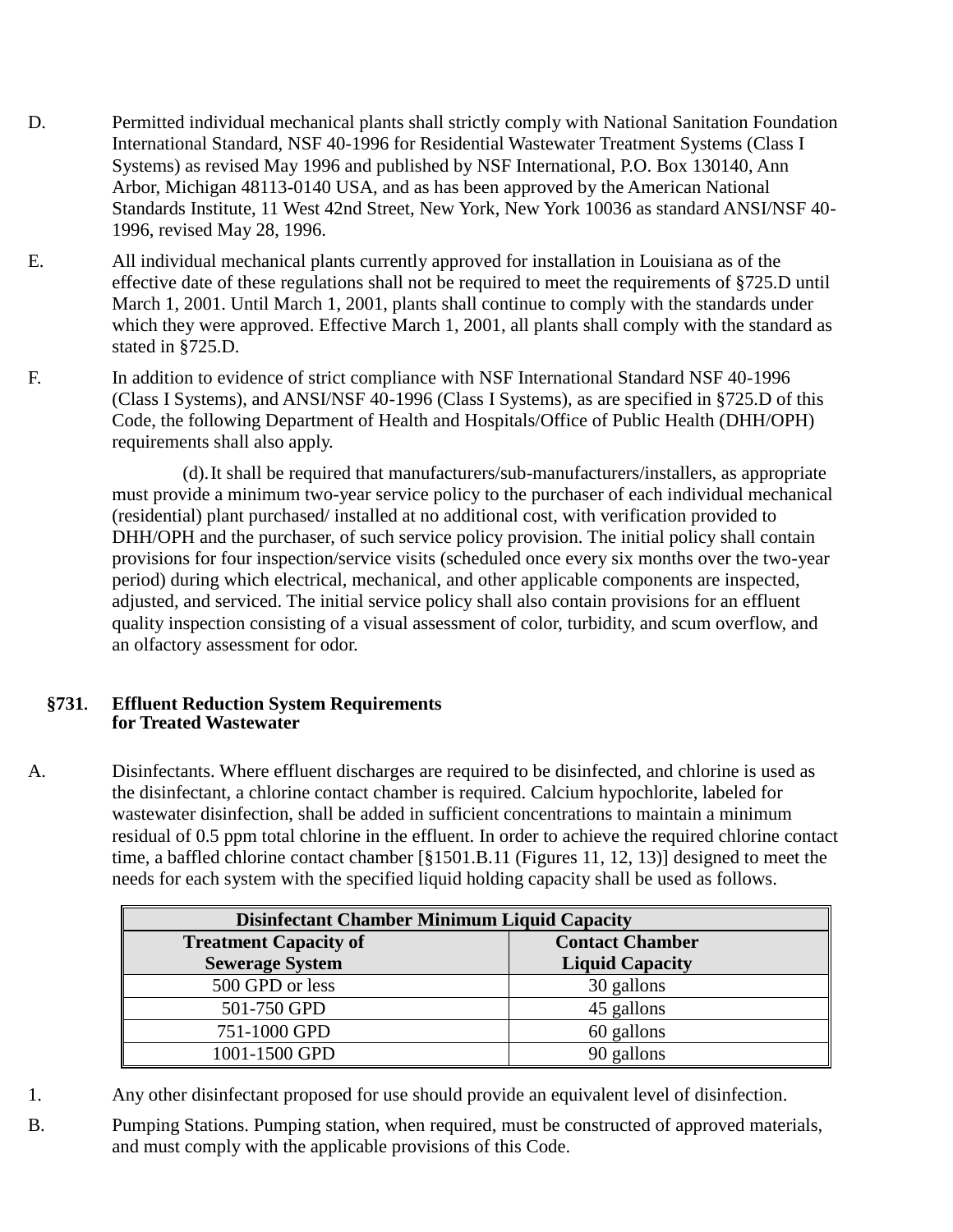D. Permitted individual mechanical plants shall strictly comply with National Sanitation Foundation International Standard, NSF 40-1996 for Residential Wastewater Treatment Systems (Class I Systems) as revised May 1996 and published by NSF International, P.O. Box 130140, Ann Arbor, Michigan 48113-0140 USA, and as has been approved by the American National Standards Institute, 11 West 42nd Street, New York, New York 10036 as standard ANSI/NSF 40-1996, revised May 28, 1996.

E. All individual mechanical plants currently approved for installation in Louisiana as of the effective date of these regulations shall not be required to meet the requirements of §725.D until March 1, 2001. Until March 1, 2001, plants shall continue to comply with the standards under which they were approved. Effective March 1, 2001, all plants shall comply with the standard as stated in §725.D.

F. In addition to evidence of strict compliance with NSF International Standard NSF 40-1996 (Class I Systems), and ANSI/NSF 40-1996 (Class I Systems), as are specified in §725.D of this Code, the following Department of Health and Hospitals/Office of Public Health (DHH/OPH) requirements shall also apply.

(d). It shall be required that manufacturers/sub-manufacturers/installers, as appropriate must provide a minimum two-year service policy to the purchaser of each individual mechanical (residential) plant purchased/ installed at no additional cost, with verification provided to DHH/OPH and the purchaser, of such service policy provision. The initial policy shall contain provisions for four inspection/service visits (scheduled once every six months over the two-year period) during which electrical, mechanical, and other applicable components are inspected, adjusted, and serviced. The initial service policy shall also contain provisions for an effluent quality inspection consisting of a visual assessment of color, turbidity, and scum overflow, and an olfactory assessment for odor.

## §731. Effluent Reduction System Requirements for Treated Wastewater

A. Disinfectants. Where effluent discharges are required to be disinfected, and chlorine is used as the disinfectant, a chlorine contact chamber is required. Calcium hypochlorite, labeled for wastewater disinfection, shall be added in sufficient concentrations to maintain a minimum residual of 0.5 ppm total chlorine in the effluent. In order to achieve the required chlorine contact time, a baffled chlorine contact chamber [§1501.B.11 (Figures 11, 12, 13)] designed to meet the needs for each system with the specified liquid holding capacity shall be used as follows.

| Disinfectant Chamber Minimum Liquid Capacity | |
|---|---|
| **Treatment Capacity of Sewerage System** | **Contact Chamber Liquid Capacity** |
| 500 GPD or less | 30 gallons |
| 501-750 GPD | 45 gallons |
| 751-1000 GPD | 60 gallons |
| 1001-1500 GPD | 90 gallons |

1. Any other disinfectant proposed for use should provide an equivalent level of disinfection.

B. Pumping Stations. Pumping station, when required, must be constructed of approved materials, and must comply with the applicable provisions of this Code.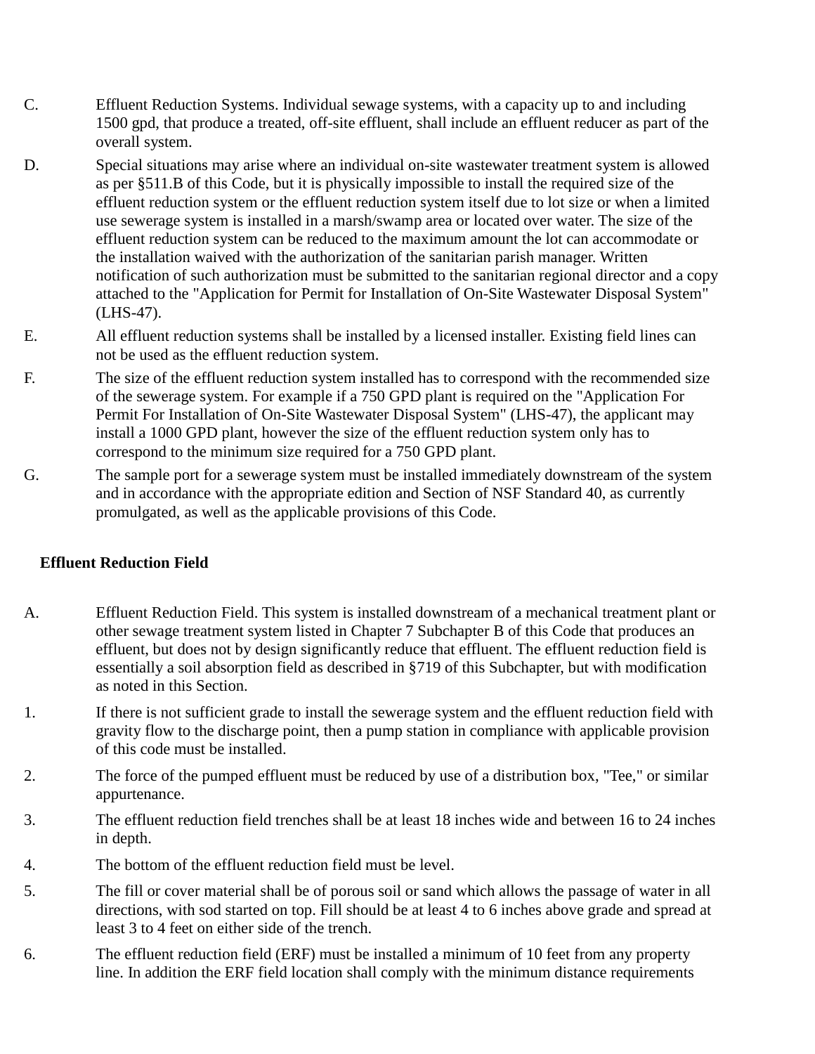C. Effluent Reduction Systems. Individual sewage systems, with a capacity up to and including 1500 gpd, that produce a treated, off-site effluent, shall include an effluent reducer as part of the overall system.

D. Special situations may arise where an individual on-site wastewater treatment system is allowed as per §511.B of this Code, but it is physically impossible to install the required size of the effluent reduction system or the effluent reduction system itself due to lot size or when a limited use sewerage system is installed in a marsh/swamp area or located over water. The size of the effluent reduction system can be reduced to the maximum amount the lot can accommodate or the installation waived with the authorization of the sanitarian parish manager. Written notification of such authorization must be submitted to the sanitarian regional director and a copy attached to the "Application for Permit for Installation of On-Site Wastewater Disposal System" (LHS-47).

E. All effluent reduction systems shall be installed by a licensed installer. Existing field lines can not be used as the effluent reduction system.

F. The size of the effluent reduction system installed has to correspond with the recommended size of the sewerage system. For example if a 750 GPD plant is required on the "Application For Permit For Installation of On-Site Wastewater Disposal System" (LHS-47), the applicant may install a 1000 GPD plant, however the size of the effluent reduction system only has to correspond to the minimum size required for a 750 GPD plant.

G. The sample port for a sewerage system must be installed immediately downstream of the system and in accordance with the appropriate edition and Section of NSF Standard 40, as currently promulgated, as well as the applicable provisions of this Code.

**Effluent Reduction Field**

A. Effluent Reduction Field. This system is installed downstream of a mechanical treatment plant or other sewage treatment system listed in Chapter 7 Subchapter B of this Code that produces an effluent, but does not by design significantly reduce that effluent. The effluent reduction field is essentially a soil absorption field as described in §719 of this Subchapter, but with modification as noted in this Section.

1. If there is not sufficient grade to install the sewerage system and the effluent reduction field with gravity flow to the discharge point, then a pump station in compliance with applicable provision of this code must be installed.

2. The force of the pumped effluent must be reduced by use of a distribution box, "Tee," or similar appurtenance.

3. The effluent reduction field trenches shall be at least 18 inches wide and between 16 to 24 inches in depth.

4. The bottom of the effluent reduction field must be level.

5. The fill or cover material shall be of porous soil or sand which allows the passage of water in all directions, with sod started on top. Fill should be at least 4 to 6 inches above grade and spread at least 3 to 4 feet on either side of the trench.

6. The effluent reduction field (ERF) must be installed a minimum of 10 feet from any property line. In addition the ERF field location shall comply with the minimum distance requirements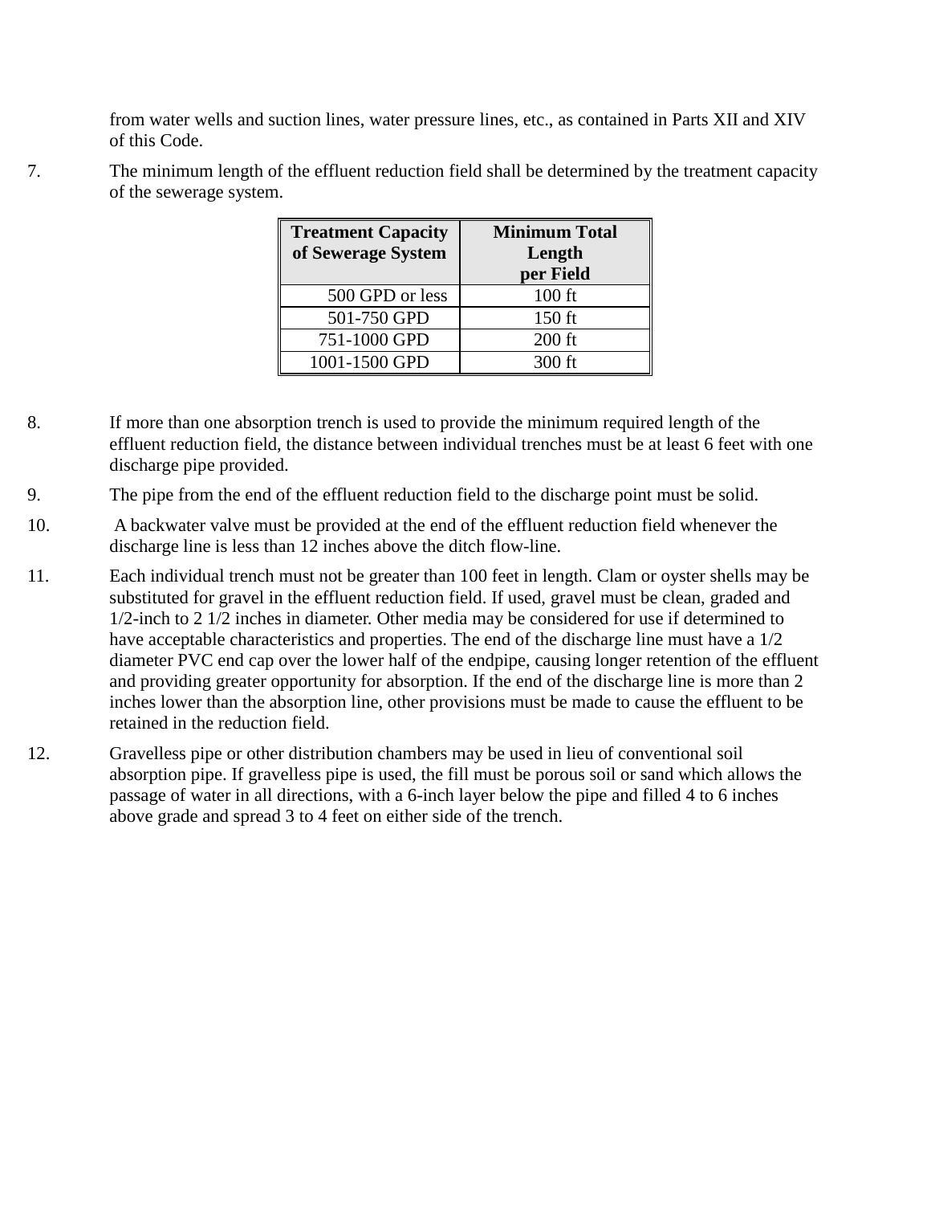from water wells and suction lines, water pressure lines, etc., as contained in Parts XII and XIV of this Code.

7. The minimum length of the effluent reduction field shall be determined by the treatment capacity of the sewerage system.

| Treatment Capacity of Sewerage System | Minimum Total Length per Field |
|---|---|
| 500 GPD or less | 100 ft |
| 501-750 GPD | 150 ft |
| 751-1000 GPD | 200 ft |
| 1001-1500 GPD | 300 ft |

8. If more than one absorption trench is used to provide the minimum required length of the effluent reduction field, the distance between individual trenches must be at least 6 feet with one discharge pipe provided.

9. The pipe from the end of the effluent reduction field to the discharge point must be solid.

10. A backwater valve must be provided at the end of the effluent reduction field whenever the discharge line is less than 12 inches above the ditch flow-line.

11. Each individual trench must not be greater than 100 feet in length. Clam or oyster shells may be substituted for gravel in the effluent reduction field. If used, gravel must be clean, graded and 1/2-inch to 2 1/2 inches in diameter. Other media may be considered for use if determined to have acceptable characteristics and properties. The end of the discharge line must have a 1/2 diameter PVC end cap over the lower half of the endpipe, causing longer retention of the effluent and providing greater opportunity for absorption. If the end of the discharge line is more than 2 inches lower than the absorption line, other provisions must be made to cause the effluent to be retained in the reduction field.

12. Gravelless pipe or other distribution chambers may be used in lieu of conventional soil absorption pipe. If gravelless pipe is used, the fill must be porous soil or sand which allows the passage of water in all directions, with a 6-inch layer below the pipe and filled 4 to 6 inches above grade and spread 3 to 4 feet on either side of the trench.